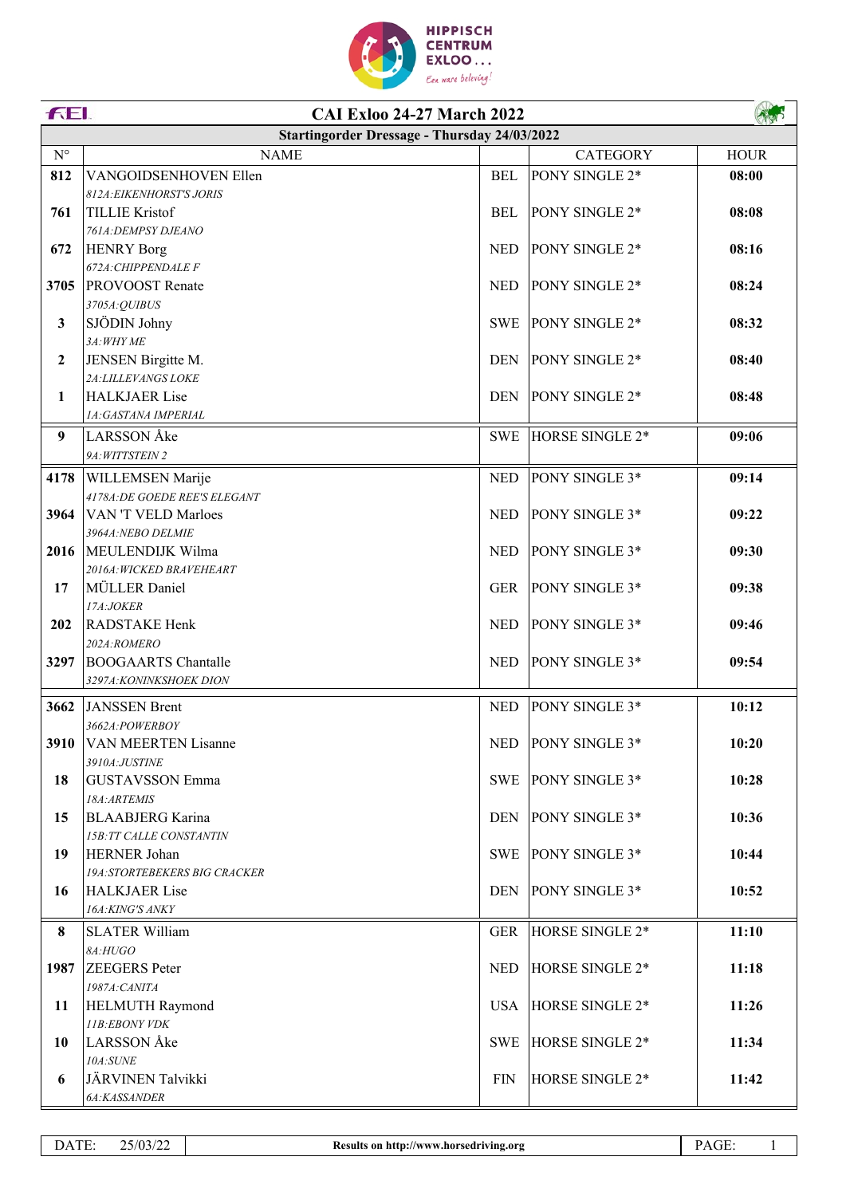HIPPISCH CENTRUM EXLOO... *Een ware beleving!*

# CAI Exloo 24-27 March 2022

## Startingorder Dressage - Thursday 24/03/2022

| N° | NAME | | CATEGORY | HOUR |
|---|---|---|---|---|
| **812** | VANGOIDSENHOVEN Ellen<br>*812A:EIKENHORST'S JORIS* | BEL | PONY SINGLE 2* | **08:00** |
| **761** | TILLIE Kristof<br>*761A:DEMPSY DJEANO* | BEL | PONY SINGLE 2* | **08:08** |
| **672** | HENRY Borg<br>*672A:CHIPPENDALE F* | NED | PONY SINGLE 2* | **08:16** |
| **3705** | PROVOOST Renate<br>*3705A:QUIBUS* | NED | PONY SINGLE 2* | **08:24** |
| **3** | SJÖDIN Johny<br>*3A:WHY ME* | SWE | PONY SINGLE 2* | **08:32** |
| **2** | JENSEN Birgitte M.<br>*2A:LILLEVANGS LOKE* | DEN | PONY SINGLE 2* | **08:40** |
| **1** | HALKJAER Lise<br>*1A:GASTANA IMPERIAL* | DEN | PONY SINGLE 2* | **08:48** |
| **9** | LARSSON Åke<br>*9A:WITTSTEIN 2* | SWE | HORSE SINGLE 2* | **09:06** |
| **4178** | WILLEMSEN Marije<br>*4178A:DE GOEDE REE'S ELEGANT* | NED | PONY SINGLE 3* | **09:14** |
| **3964** | VAN 'T VELD Marloes<br>*3964A:NEBO DELMIE* | NED | PONY SINGLE 3* | **09:22** |
| **2016** | MEULENDIJK Wilma<br>*2016A:WICKED BRAVEHEART* | NED | PONY SINGLE 3* | **09:30** |
| **17** | MÜLLER Daniel<br>*17A:JOKER* | GER | PONY SINGLE 3* | **09:38** |
| **202** | RADSTAKE Henk<br>*202A:ROMERO* | NED | PONY SINGLE 3* | **09:46** |
| **3297** | BOOGAARTS Chantalle<br>*3297A:KONINKSHOEK DION* | NED | PONY SINGLE 3* | **09:54** |
| **3662** | JANSSEN Brent<br>*3662A:POWERBOY* | NED | PONY SINGLE 3* | **10:12** |
| **3910** | VAN MEERTEN Lisanne<br>*3910A:JUSTINE* | NED | PONY SINGLE 3* | **10:20** |
| **18** | GUSTAVSSON Emma<br>*18A:ARTEMIS* | SWE | PONY SINGLE 3* | **10:28** |
| **15** | BLAABJERG Karina<br>*15B:TT CALLE CONSTANTIN* | DEN | PONY SINGLE 3* | **10:36** |
| **19** | HERNER Johan<br>*19A:STORTEBEKERS BIG CRACKER* | SWE | PONY SINGLE 3* | **10:44** |
| **16** | HALKJAER Lise<br>*16A:KING'S ANKY* | DEN | PONY SINGLE 3* | **10:52** |
| **8** | SLATER William<br>*8A:HUGO* | GER | HORSE SINGLE 2* | **11:10** |
| **1987** | ZEEGERS Peter<br>*1987A:CANITA* | NED | HORSE SINGLE 2* | **11:18** |
| **11** | HELMUTH Raymond<br>*11B:EBONY VDK* | USA | HORSE SINGLE 2* | **11:26** |
| **10** | LARSSON Åke<br>*10A:SUNE* | SWE | HORSE SINGLE 2* | **11:34** |
| **6** | JÄRVINEN Talvikki<br>*6A:KASSANDER* | FIN | HORSE SINGLE 2* | **11:42** |

DATE: 25/03/22 | **Results on http://www.horsedriving.org**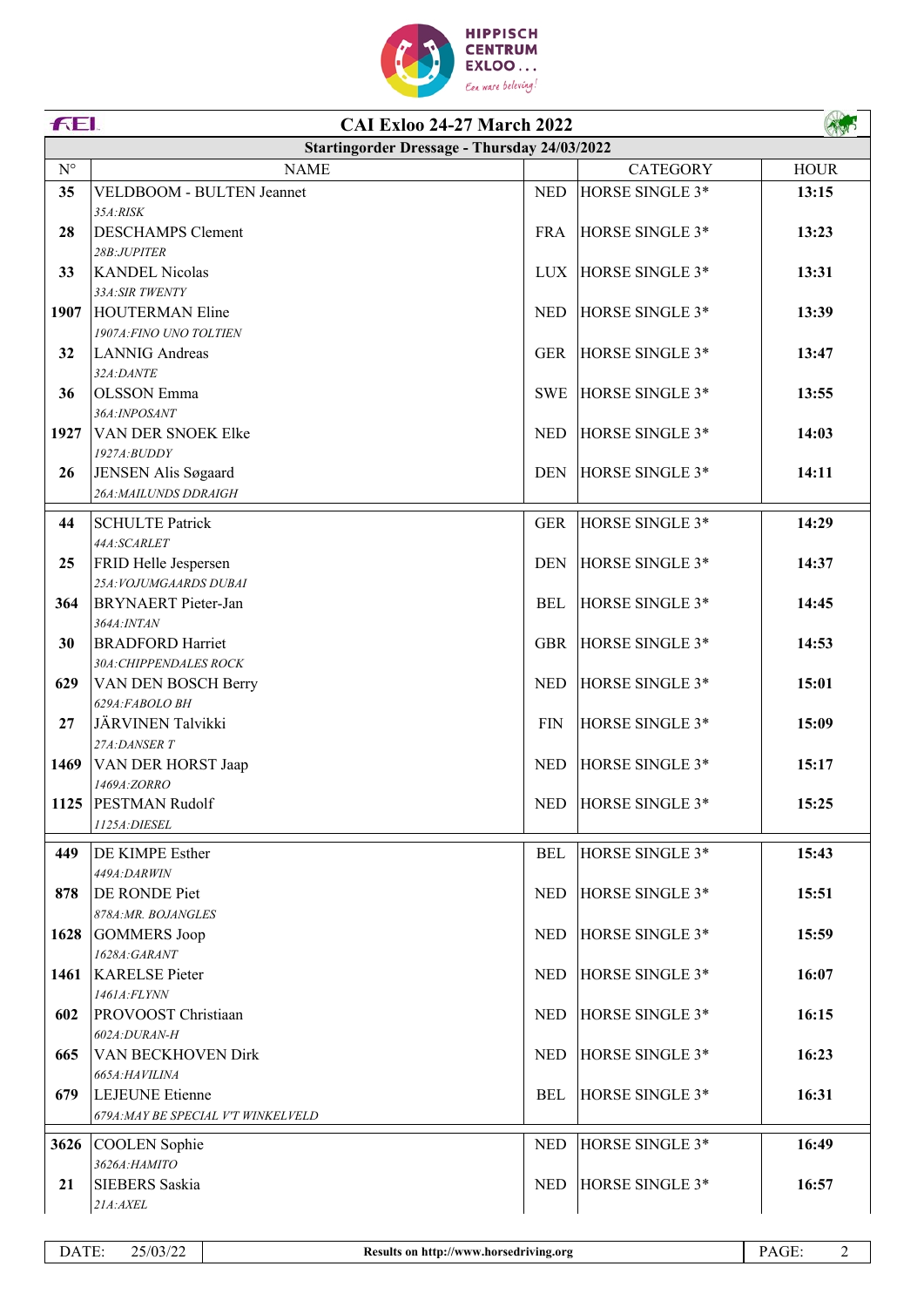# CAI Exloo 24-27 March 2022

## Startingorder Dressage - Thursday 24/03/2022

| N° | NAME | | CATEGORY | HOUR |
|---|---|---|---|---|
| 35 | VELDBOOM - BULTEN Jeannet<br>*35A:RISK* | NED | HORSE SINGLE 3* | 13:15 |
| 28 | DESCHAMPS Clement<br>*28B:JUPITER* | FRA | HORSE SINGLE 3* | 13:23 |
| 33 | KANDEL Nicolas<br>*33A:SIR TWENTY* | LUX | HORSE SINGLE 3* | 13:31 |
| 1907 | HOUTERMAN Eline<br>*1907A:FINO UNO TOLTIEN* | NED | HORSE SINGLE 3* | 13:39 |
| 32 | LANNIG Andreas<br>*32A:DANTE* | GER | HORSE SINGLE 3* | 13:47 |
| 36 | OLSSON Emma<br>*36A:INPOSANT* | SWE | HORSE SINGLE 3* | 13:55 |
| 1927 | VAN DER SNOEK Elke<br>*1927A:BUDDY* | NED | HORSE SINGLE 3* | 14:03 |
| 26 | JENSEN Alis Søgaard<br>*26A:MAILUNDS DDRAIGH* | DEN | HORSE SINGLE 3* | 14:11 |
| 44 | SCHULTE Patrick<br>*44A:SCARLET* | GER | HORSE SINGLE 3* | 14:29 |
| 25 | FRID Helle Jespersen<br>*25A:VOJUMGAARDS DUBAI* | DEN | HORSE SINGLE 3* | 14:37 |
| 364 | BRYNAERT Pieter-Jan<br>*364A:INTAN* | BEL | HORSE SINGLE 3* | 14:45 |
| 30 | BRADFORD Harriet<br>*30A:CHIPPENDALES ROCK* | GBR | HORSE SINGLE 3* | 14:53 |
| 629 | VAN DEN BOSCH Berry<br>*629A:FABOLO BH* | NED | HORSE SINGLE 3* | 15:01 |
| 27 | JÄRVINEN Talvikki<br>*27A:DANSER T* | FIN | HORSE SINGLE 3* | 15:09 |
| 1469 | VAN DER HORST Jaap<br>*1469A:ZORRO* | NED | HORSE SINGLE 3* | 15:17 |
| 1125 | PESTMAN Rudolf<br>*1125A:DIESEL* | NED | HORSE SINGLE 3* | 15:25 |
| 449 | DE KIMPE Esther<br>*449A:DARWIN* | BEL | HORSE SINGLE 3* | 15:43 |
| 878 | DE RONDE Piet<br>*878A:MR. BOJANGLES* | NED | HORSE SINGLE 3* | 15:51 |
| 1628 | GOMMERS Joop<br>*1628A:GARANT* | NED | HORSE SINGLE 3* | 15:59 |
| 1461 | KARELSE Pieter<br>*1461A:FLYNN* | NED | HORSE SINGLE 3* | 16:07 |
| 602 | PROVOOST Christiaan<br>*602A:DURAN-H* | NED | HORSE SINGLE 3* | 16:15 |
| 665 | VAN BECKHOVEN Dirk<br>*665A:HAVILINA* | NED | HORSE SINGLE 3* | 16:23 |
| 679 | LEJEUNE Etienne<br>*679A:MAY BE SPECIAL V'T WINKELVELD* | BEL | HORSE SINGLE 3* | 16:31 |
| 3626 | COOLEN Sophie<br>*3626A:HAMITO* | NED | HORSE SINGLE 3* | 16:49 |
| 21 | SIEBERS Saskia<br>*21A:AXEL* | NED | HORSE SINGLE 3* | 16:57 |

DATE: 25/03/22 — Results on http://www.horsedriving.org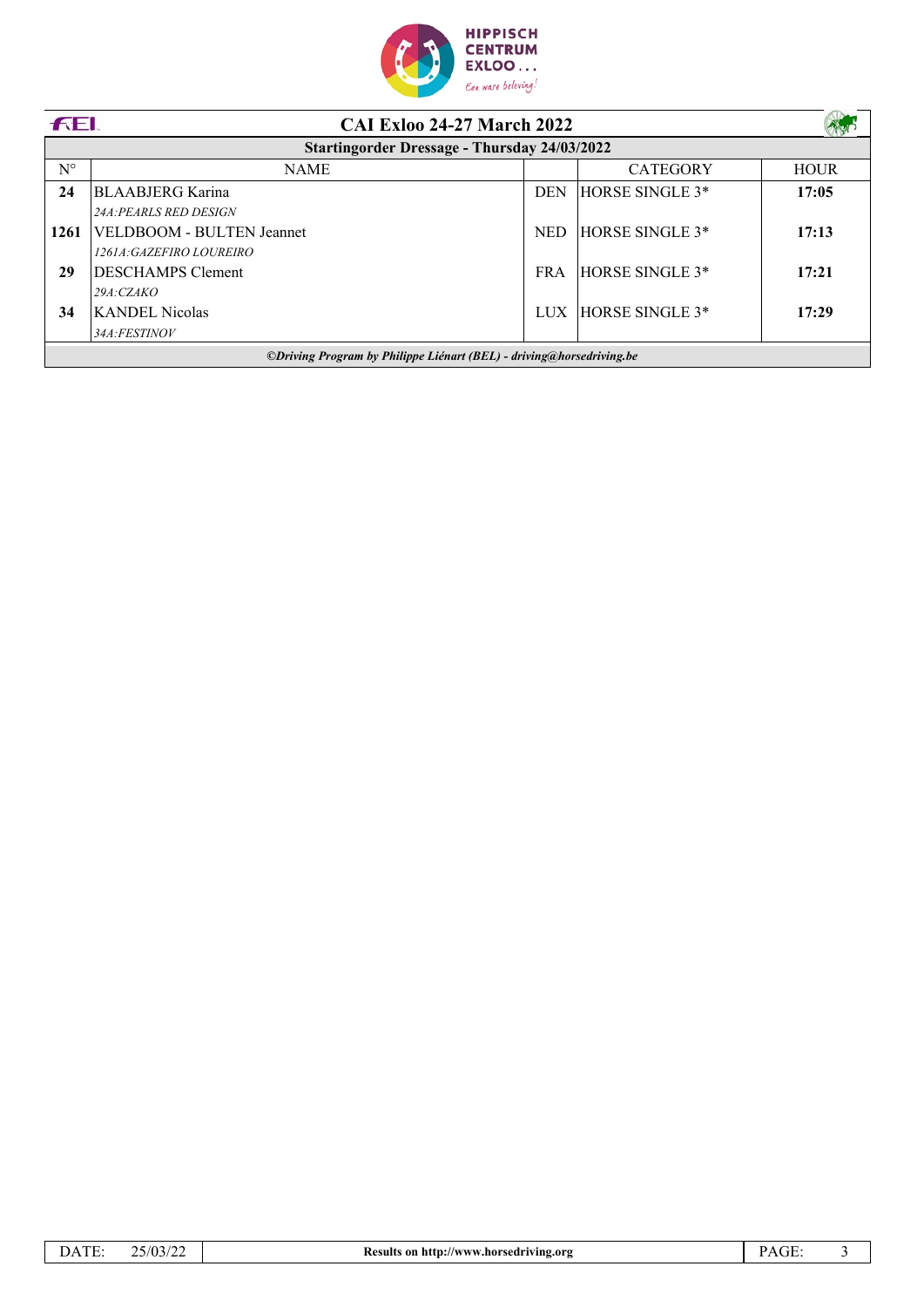**HIPPISCH CENTRUM EXLOO...**
*Een ware beleving!*

# CAI Exloo 24-27 March 2022

## Startingorder Dressage - Thursday 24/03/2022

| N° | NAME | | CATEGORY | HOUR |
|---|---|---|---|---|
| **24** | BLAAJERG Karina<br>*24A:PEARLS RED DESIGN* | DEN | HORSE SINGLE 3* | **17:05** |
| **1261** | VELDBOOM - BULTEN Jeannet<br>*1261A:GAZEFIRO LOUREIRO* | NED | HORSE SINGLE 3* | **17:13** |
| **29** | DESCHAMPS Clement<br>*29A:CZAKO* | FRA | HORSE SINGLE 3* | **17:21** |
| **34** | KANDEL Nicolas<br>*34A:FESTINOV* | LUX | HORSE SINGLE 3* | **17:29** |

***©Driving Program by Philippe Liénart (BEL) - driving@horsedriving.be***

DATE: 25/03/22 | **Results on http://www.horsedriving.org**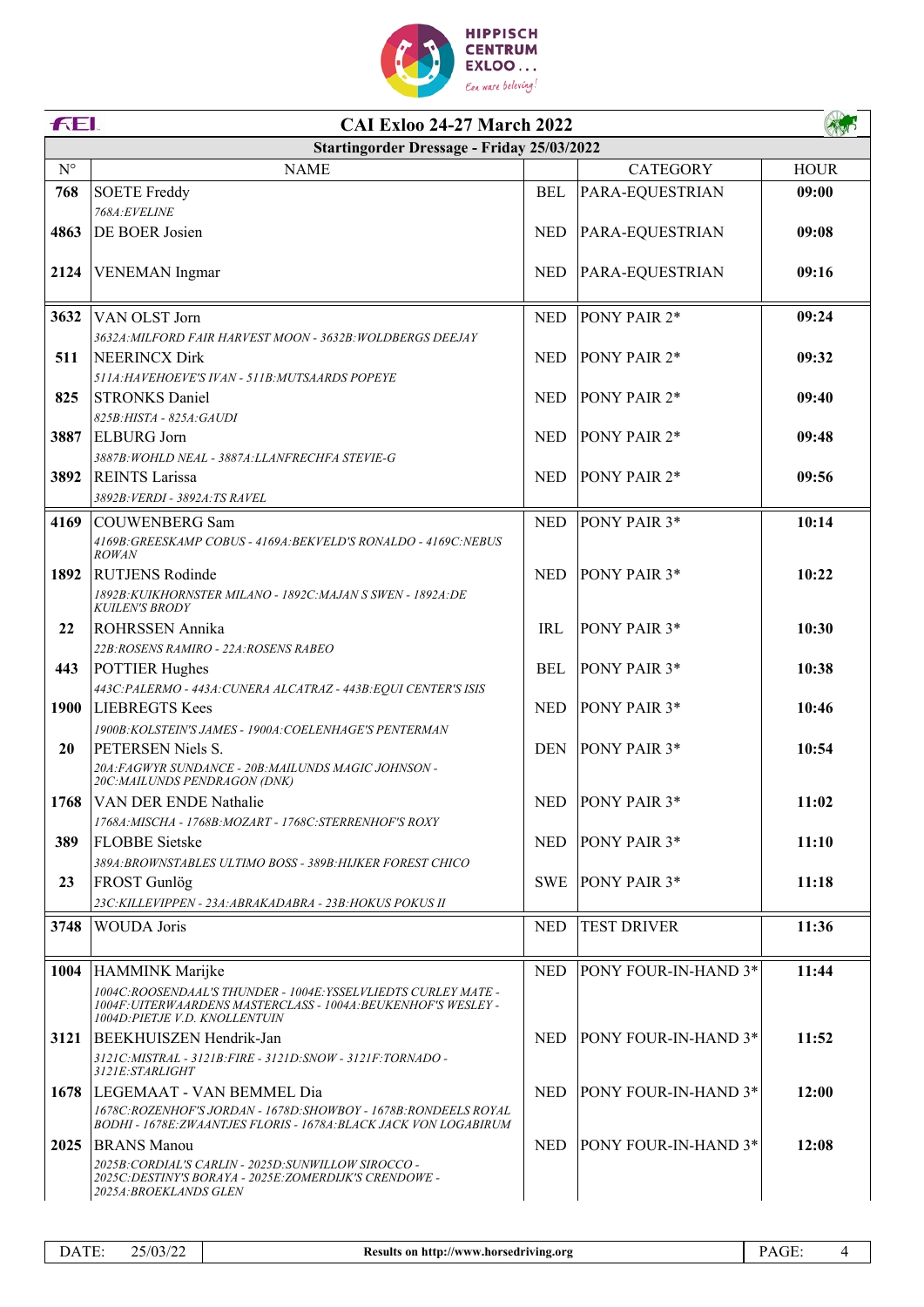# CAI Exloo 24-27 March 2022

## Startingorder Dressage - Friday 25/03/2022

| N° | NAME | | CATEGORY | HOUR |
|---|---|---|---|---|
| 768 | SOETE Freddy<br>*768A:EVELINE* | BEL | PARA-EQUESTRIAN | 09:00 |
| 4863 | DE BOER Josien | NED | PARA-EQUESTRIAN | 09:08 |
| 2124 | VENEMAN Ingmar | NED | PARA-EQUESTRIAN | 09:16 |
| 3632 | VAN OLST Jorn<br>*3632A:MILFORD FAIR HARVEST MOON - 3632B:WOLDBERGS DEEJAY* | NED | PONY PAIR 2* | 09:24 |
| 511 | NEERINCX Dirk<br>*511A:HAVEHOEVE'S IVAN - 511B:MUTSAARDS POPEYE* | NED | PONY PAIR 2* | 09:32 |
| 825 | STRONKS Daniel<br>*825B:HISTA - 825A:GAUDI* | NED | PONY PAIR 2* | 09:40 |
| 3887 | ELBURG Jorn<br>*3887B:WOHLD NEAL - 3887A:LLANFRECHFA STEVIE-G* | NED | PONY PAIR 2* | 09:48 |
| 3892 | REINTS Larissa<br>*3892B:VERDI - 3892A:TS RAVEL* | NED | PONY PAIR 2* | 09:56 |
| 4169 | COUWENBERG Sam<br>*4169B:GREESKAMP COBUS - 4169A:BEKVELD'S RONALDO - 4169C:NEBUS ROWAN* | NED | PONY PAIR 3* | 10:14 |
| 1892 | RUTJENS Rodinde<br>*1892B:KUIKHORNSTER MILANO - 1892C:MAJAN S SWEN - 1892A:DE KUILEN'S BRODY* | NED | PONY PAIR 3* | 10:22 |
| 22 | ROHRSSEN Annika<br>*22B:ROSENS RAMIRO - 22A:ROSENS RABEO* | IRL | PONY PAIR 3* | 10:30 |
| 443 | POTTIER Hughes<br>*443C:PALERMO - 443A:CUNERA ALCATRAZ - 443B:EQUI CENTER'S ISIS* | BEL | PONY PAIR 3* | 10:38 |
| 1900 | LIEBREGTS Kees<br>*1900B:KOLSTEIN'S JAMES - 1900A:COELENHAGE'S PENTERMAN* | NED | PONY PAIR 3* | 10:46 |
| 20 | PETERSEN Niels S.<br>*20A:FAGWYR SUNDANCE - 20B:MAILUNDS MAGIC JOHNSON - 20C:MAILUNDS PENDRAGON (DNK)* | DEN | PONY PAIR 3* | 10:54 |
| 1768 | VAN DER ENDE Nathalie<br>*1768A:MISCHA - 1768B:MOZART - 1768C:STERRENHOF'S ROXY* | NED | PONY PAIR 3* | 11:02 |
| 389 | FLOBBE Sietske<br>*389A:BROWNSTABLES ULTIMO BOSS - 389B:HIJKER FOREST CHICO* | NED | PONY PAIR 3* | 11:10 |
| 23 | FROST Gunlög<br>*23C:KILLEVIPPEN - 23A:ABRAKADABRA - 23B:HOKUS POKUS II* | SWE | PONY PAIR 3* | 11:18 |
| 3748 | WOUDA Joris | NED | TEST DRIVER | 11:36 |
| 1004 | HAMMINK Marijke<br>*1004C:ROOSENDAAL'S THUNDER - 1004E:YSSELVLIEDTS CURLEY MATE - 1004F:UITERWAARDENS MASTERCLASS - 1004A:BEUKENHOF'S WESLEY - 1004D:PIETJE V.D. KNOLLENTUIN* | NED | PONY FOUR-IN-HAND 3* | 11:44 |
| 3121 | BEEKHUISZEN Hendrik-Jan<br>*3121C:MISTRAL - 3121B:FIRE - 3121D:SNOW - 3121F:TORNADO - 3121E:STARLIGHT* | NED | PONY FOUR-IN-HAND 3* | 11:52 |
| 1678 | LEGEMAAT - VAN BEMMEL Dia<br>*1678C:ROZENHOF'S JORDAN - 1678D:SHOWBOY - 1678B:RONDEELS ROYAL BODHI - 1678E:ZWAANTJES FLORIS - 1678A:BLACK JACK VON LOGABIRUM* | NED | PONY FOUR-IN-HAND 3* | 12:00 |
| 2025 | BRANS Manou<br>*2025B:CORDIAL'S CARLIN - 2025D:SUNWILLOW SIROCCO - 2025C:DESTINY'S BORAYA - 2025E:ZOMERDIJK'S CRENDOWE - 2025A:BROEKLANDS GLEN* | NED | PONY FOUR-IN-HAND 3* | 12:08 |

DATE: 25/03/22 | Results on http://www.horsedriving.org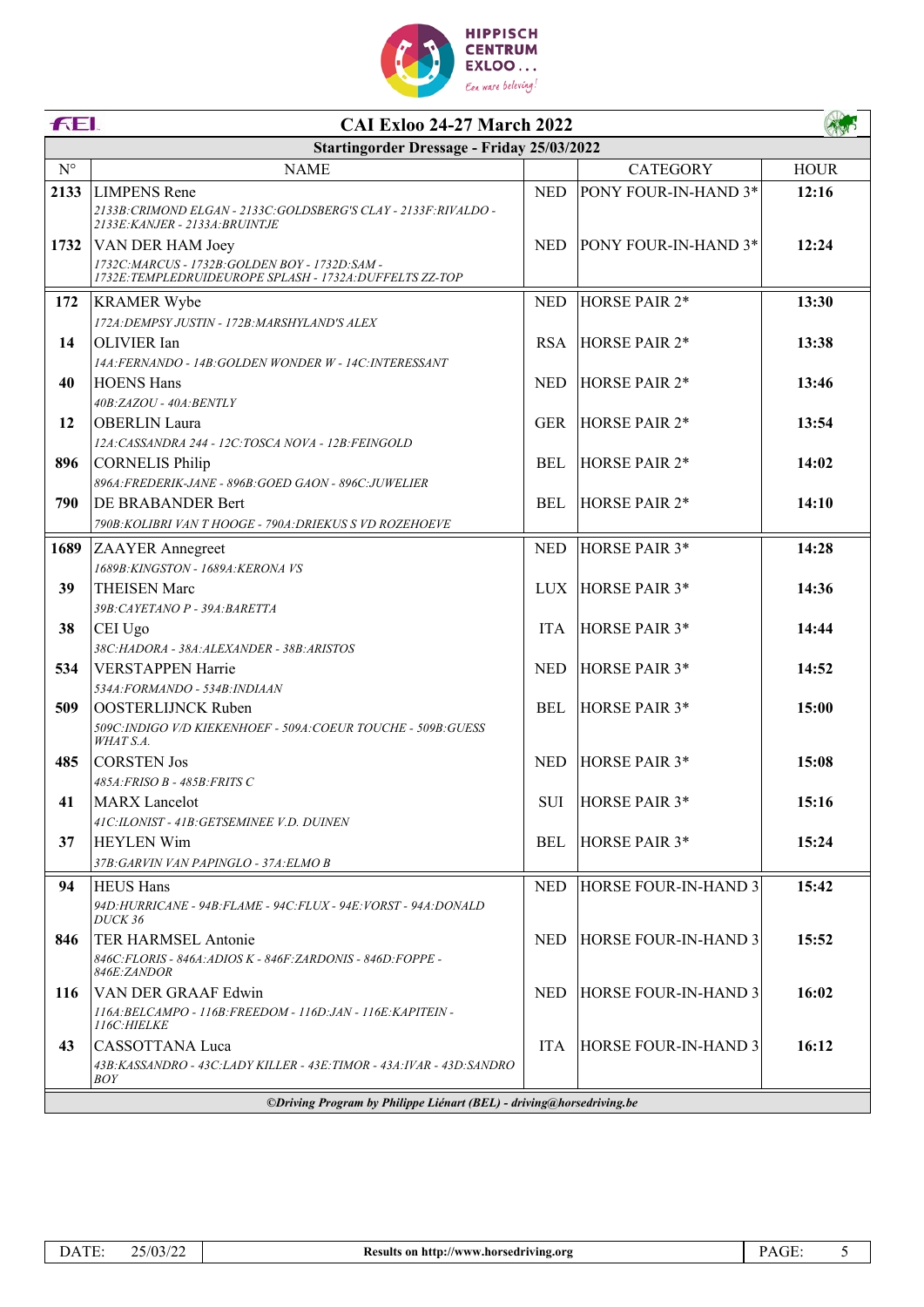HIPPISCH CENTRUM EXLOO... Een ware beleving!

# CAI Exloo 24-27 March 2022

## Startingorder Dressage - Friday 25/03/2022

| N° | NAME | | CATEGORY | HOUR |
|---|---|---|---|---|
| 2133 | LIMPENS Rene<br>*2133B:CRIMOND ELGAN - 2133C:GOLDSBERG'S CLAY - 2133F:RIVALDO - 2133E:KANJER - 2133A:BRUINTJE* | NED | PONY FOUR-IN-HAND 3* | 12:16 |
| 1732 | VAN DER HAM Joey<br>*1732C:MARCUS - 1732B:GOLDEN BOY - 1732D:SAM - 1732E:TEMPLEDRUIDEUROPE SPLASH - 1732A:DUFFELTS ZZ-TOP* | NED | PONY FOUR-IN-HAND 3* | 12:24 |
| 172 | KRAMER Wybe<br>*172A:DEMPSY JUSTIN - 172B:MARSHYLAND'S ALEX* | NED | HORSE PAIR 2* | 13:30 |
| 14 | OLIVIER Ian<br>*14A:FERNANDO - 14B:GOLDEN WONDER W - 14C:INTERESSANT* | RSA | HORSE PAIR 2* | 13:38 |
| 40 | HOENS Hans<br>*40B:ZAZOU - 40A:BENTLY* | NED | HORSE PAIR 2* | 13:46 |
| 12 | OBERLIN Laura<br>*12A:CASSANDRA 244 - 12C:TOSCA NOVA - 12B:FEINGOLD* | GER | HORSE PAIR 2* | 13:54 |
| 896 | CORNELIS Philip<br>*896A:FREDERIK-JANE - 896B:GOED GAON - 896C:JUWELIER* | BEL | HORSE PAIR 2* | 14:02 |
| 790 | DE BRABANDER Bert<br>*790B:KOLIBRI VAN T HOOGE - 790A:DRIEKUS S VD ROZEHOEVE* | BEL | HORSE PAIR 2* | 14:10 |
| 1689 | ZAAYER Annegreet<br>*1689B:KINGSTON - 1689A:KERONA VS* | NED | HORSE PAIR 3* | 14:28 |
| 39 | THEISEN Marc<br>*39B:CAYETANO P - 39A:BARETTA* | LUX | HORSE PAIR 3* | 14:36 |
| 38 | CEI Ugo<br>*38C:HADORA - 38A:ALEXANDER - 38B:ARISTOS* | ITA | HORSE PAIR 3* | 14:44 |
| 534 | VERSTAPPEN Harrie<br>*534A:FORMANDO - 534B:INDIAAN* | NED | HORSE PAIR 3* | 14:52 |
| 509 | OOSTERLIJNCK Ruben<br>*509C:INDIGO V/D KIEKENHOEF - 509A:COEUR TOUCHE - 509B:GUESS WHAT S.A.* | BEL | HORSE PAIR 3* | 15:00 |
| 485 | CORSTEN Jos<br>*485A:FRISO B - 485B:FRITS C* | NED | HORSE PAIR 3* | 15:08 |
| 41 | MARX Lancelot<br>*41C:ILONIST - 41B:GETSEMINEE V.D. DUINEN* | SUI | HORSE PAIR 3* | 15:16 |
| 37 | HEYLEN Wim<br>*37B:GARVIN VAN PAPINGLO - 37A:ELMO B* | BEL | HORSE PAIR 3* | 15:24 |
| 94 | HEUS Hans<br>*94D:HURRICANE - 94B:FLAME - 94C:FLUX - 94E:VORST - 94A:DONALD DUCK 36* | NED | HORSE FOUR-IN-HAND 3 | 15:42 |
| 846 | TER HARMSEL Antonie<br>*846C:FLORIS - 846A:ADIOS K - 846F:ZARDONIS - 846D:FOPPE - 846E:ZANDOR* | NED | HORSE FOUR-IN-HAND 3 | 15:52 |
| 116 | VAN DER GRAAF Edwin<br>*116A:BELCAMPO - 116B:FREEDOM - 116D:JAN - 116E:KAPITEIN - 116C:HIELKE* | NED | HORSE FOUR-IN-HAND 3 | 16:02 |
| 43 | CASSOTTANA Luca<br>*43B:KASSANDRO - 43C:LADY KILLER - 43E:TIMOR - 43A:IVAR - 43D:SANDRO BOY* | ITA | HORSE FOUR-IN-HAND 3 | 16:12 |

*©Driving Program by Philippe Liénart (BEL) - driving@horsedriving.be*

DATE: 25/03/22 | Results on http://www.horsedriving.org